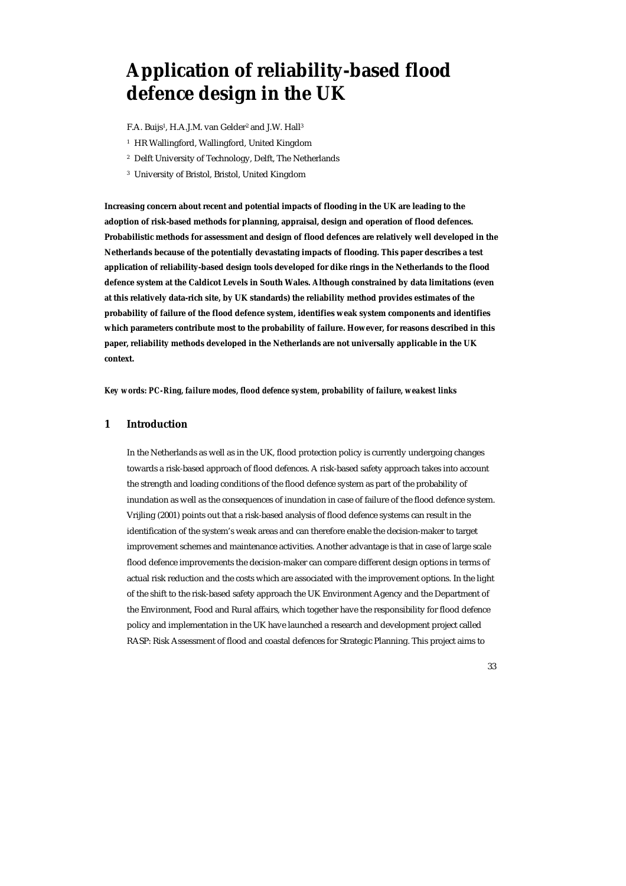# Application of reliability-based flood defence design in the UK

F.A. Buijs[1], H.A.J.M. van Gelder[2] and J.W. Hall[3]

[1] HR Wallingford, Wallingford, United Kingdom

[2] Delft University of Technology, Delft, The Netherlands

[3] University of Bristol, Bristol, United Kingdom

**Increasing concern about recent and potential impacts of flooding in the UK are leading to the adoption of risk-based methods for planning, appraisal, design and operation of flood defences. Probabilistic methods for assessment and design of flood defences are relatively well developed in the Netherlands because of the potentially devastating impacts of flooding. This paper describes a test application of reliability-based design tools developed for dike rings in the Netherlands to the flood defence system at the Caldicot Levels in South Wales. Although constrained by data limitations (even at this relatively data-rich site, by UK standards) the reliability method provides estimates of the probability of failure of the flood defence system, identifies weak system components and identifies which parameters contribute most to the probability of failure. However, for reasons described in this paper, reliability methods developed in the Netherlands are not universally applicable in the UK context.**

***Key words: PC-Ring, failure modes, flood defence system, probability of failure, weakest links***

## 1 Introduction

In the Netherlands as well as in the UK, flood protection policy is currently undergoing changes towards a risk-based approach of flood defences. A risk-based safety approach takes into account the strength and loading conditions of the flood defence system as part of the probability of inundation as well as the consequences of inundation in case of failure of the flood defence system. Vrijling (2001) points out that a risk-based analysis of flood defence systems can result in the identification of the system's weak areas and can therefore enable the decision-maker to target improvement schemes and maintenance activities. Another advantage is that in case of large scale flood defence improvements the decision-maker can compare different design options in terms of actual risk reduction and the costs which are associated with the improvement options. In the light of the shift to the risk-based safety approach the UK Environment Agency and the Department of the Environment, Food and Rural affairs, which together have the responsibility for flood defence policy and implementation in the UK have launched a research and development project called RASP: Risk Assessment of flood and coastal defences for Strategic Planning. This project aims to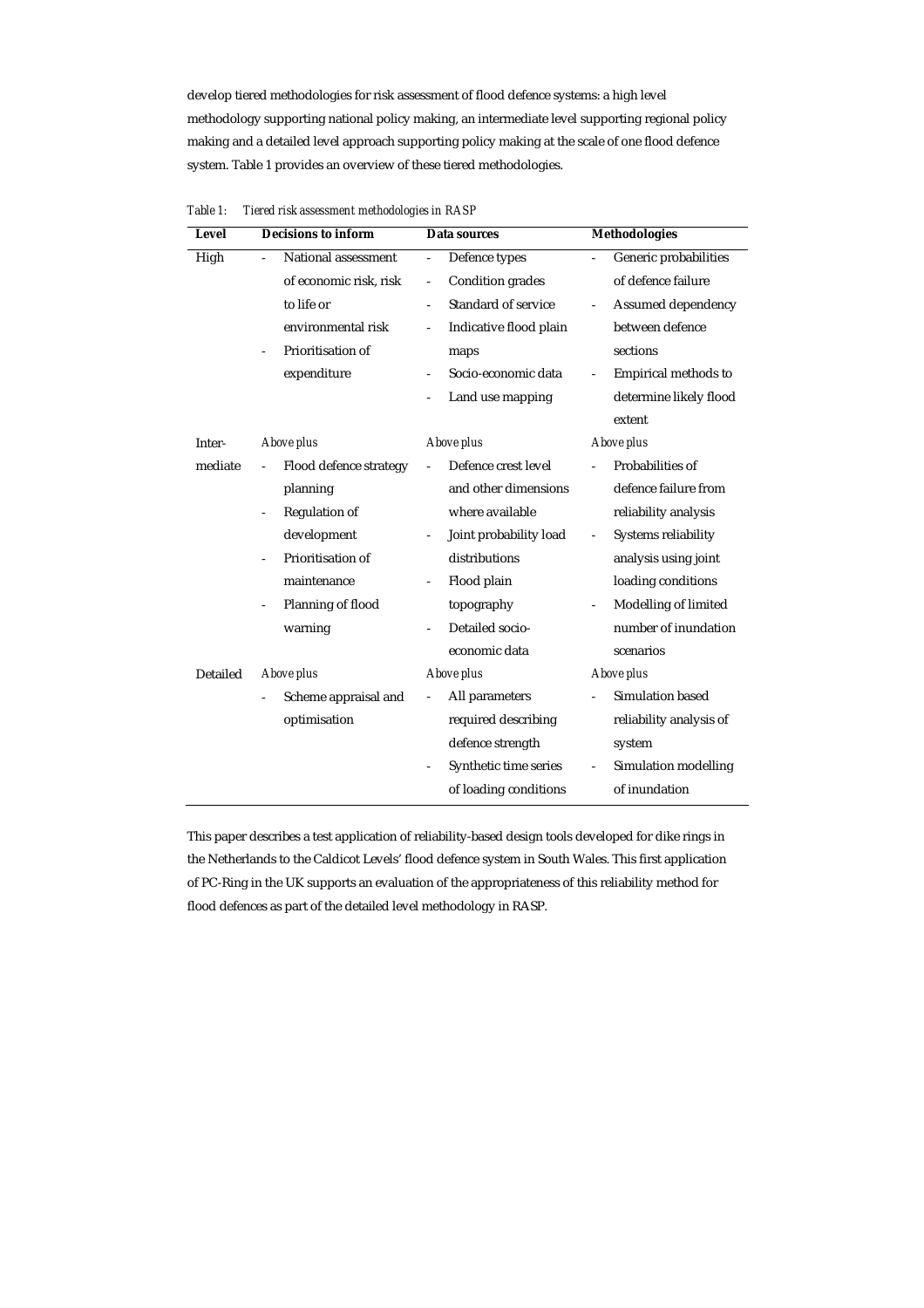develop tiered methodologies for risk assessment of flood defence systems: a high level methodology supporting national policy making, an intermediate level supporting regional policy making and a detailed level approach supporting policy making at the scale of one flood defence system. Table 1 provides an overview of these tiered methodologies.

*Table 1: Tiered risk assessment methodologies in RASP*

| Level | Decisions to inform | Data sources | Methodologies |
|---|---|---|---|
| High | - National assessment of economic risk, risk to life or environmental risk<br>- Prioritisation of expenditure | - Defence types<br>- Condition grades<br>- Standard of service<br>- Indicative flood plain maps<br>- Socio-economic data<br>- Land use mapping | - Generic probabilities of defence failure<br>- Assumed dependency between defence sections<br>- Empirical methods to determine likely flood extent |
| Intermediate | *Above plus*<br>- Flood defence strategy planning<br>- Regulation of development<br>- Prioritisation of maintenance<br>- Planning of flood warning | *Above plus*<br>- Defence crest level and other dimensions where available<br>- Joint probability load distributions<br>- Flood plain topography<br>- Detailed socio-economic data | *Above plus*<br>- Probabilities of defence failure from reliability analysis<br>- Systems reliability analysis using joint loading conditions<br>- Modelling of limited number of inundation scenarios |
| Detailed | *Above plus*<br>- Scheme appraisal and optimisation | *Above plus*<br>- All parameters required describing defence strength<br>- Synthetic time series of loading conditions | *Above plus*<br>- Simulation based reliability analysis of system<br>- Simulation modelling of inundation |

This paper describes a test application of reliability-based design tools developed for dike rings in the Netherlands to the Caldicot Levels' flood defence system in South Wales. This first application of PC-Ring in the UK supports an evaluation of the appropriateness of this reliability method for flood defences as part of the detailed level methodology in RASP.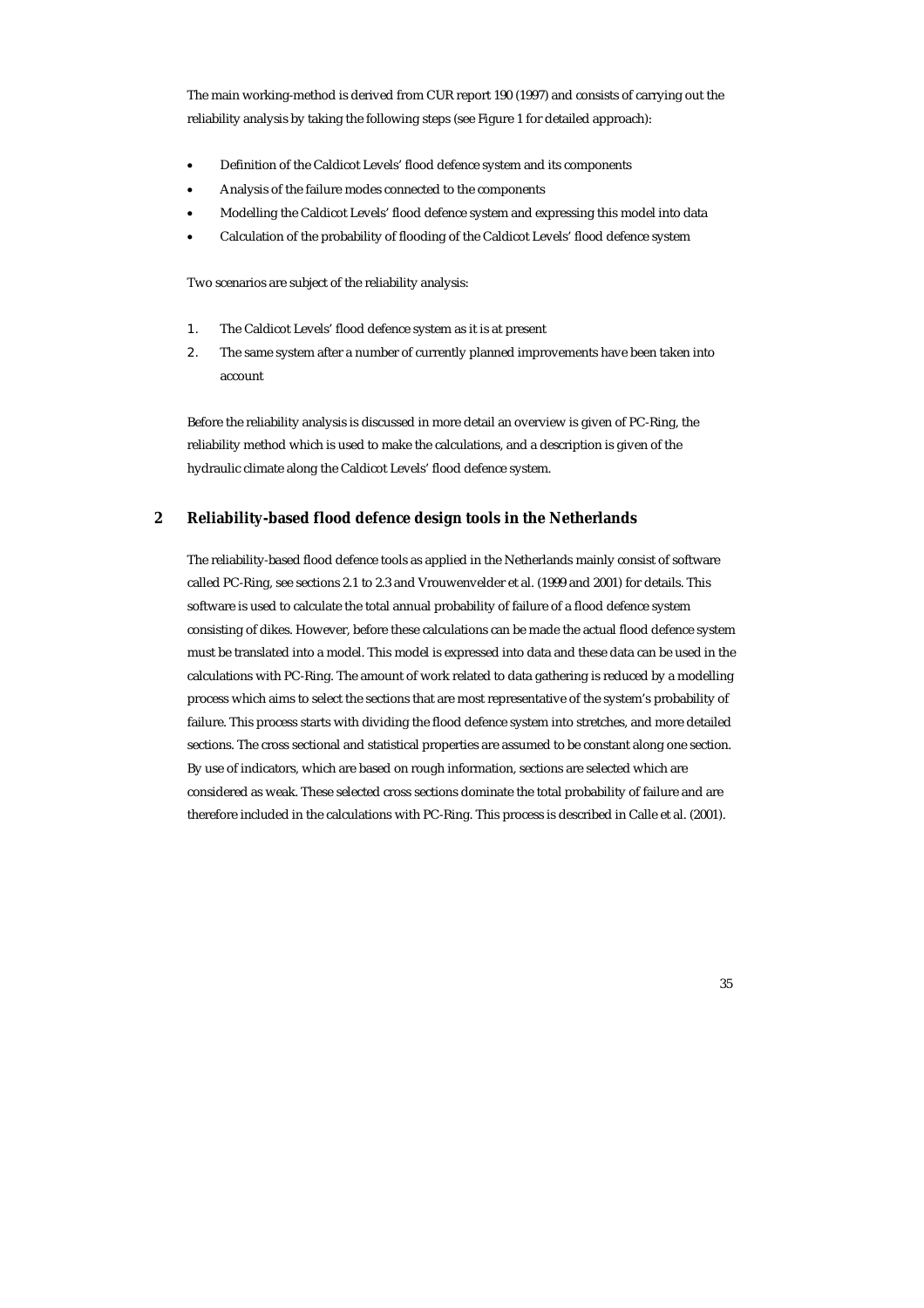The main working-method is derived from CUR report 190 (1997) and consists of carrying out the reliability analysis by taking the following steps (see Figure 1 for detailed approach):

- Definition of the Caldicot Levels' flood defence system and its components
- Analysis of the failure modes connected to the components
- Modelling the Caldicot Levels' flood defence system and expressing this model into data
- Calculation of the probability of flooding of the Caldicot Levels' flood defence system

Two scenarios are subject of the reliability analysis:

1. The Caldicot Levels' flood defence system as it is at present
2. The same system after a number of currently planned improvements have been taken into account

Before the reliability analysis is discussed in more detail an overview is given of PC-Ring, the reliability method which is used to make the calculations, and a description is given of the hydraulic climate along the Caldicot Levels' flood defence system.

## 2 Reliability-based flood defence design tools in the Netherlands

The reliability-based flood defence tools as applied in the Netherlands mainly consist of software called PC-Ring, see sections 2.1 to 2.3 and Vrouwenvelder et al. (1999 and 2001) for details. This software is used to calculate the total annual probability of failure of a flood defence system consisting of dikes. However, before these calculations can be made the actual flood defence system must be translated into a model. This model is expressed into data and these data can be used in the calculations with PC-Ring. The amount of work related to data gathering is reduced by a modelling process which aims to select the sections that are most representative of the system's probability of failure. This process starts with dividing the flood defence system into stretches, and more detailed sections. The cross sectional and statistical properties are assumed to be constant along one section. By use of indicators, which are based on rough information, sections are selected which are considered as weak. These selected cross sections dominate the total probability of failure and are therefore included in the calculations with PC-Ring. This process is described in Calle et al. (2001).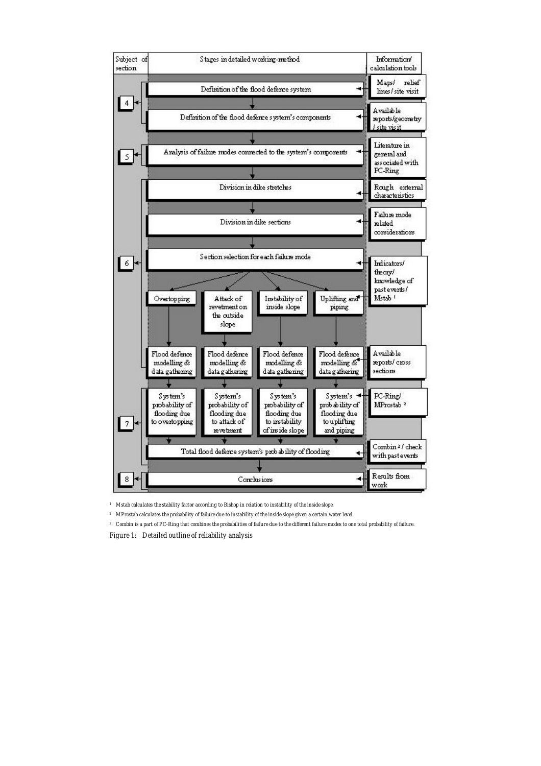| Subject of section | Stages in detailed working-method | Information/ calculation tools |
| --- | --- | --- |
| 4 | Definition of the flood defence system | Maps/ relief lines / site visit |
| 4 | Definition of the flood defence system's components | Available reports/geometry / site visit |
| 5 | Analysis of failure modes connected to the system's components | Literature in general and associated with PC-Ring |
| 6 | Division in dike stretches | Rough external characteristics |
| 6 | Division in dike sections | Failure mode related considerations |
| 6 | Section selection for each failure mode | Indicators/ theory/ knowledge of past events/ Mstab [1] |
| 6 | Overtopping / Attack of revetment on the outside slope / Instability of inside slope / Uplifting and piping | |
| 6 | Flood defence modelling & data gathering (for each failure mode) | Available reports/ cross sections |
| 7 | System's probability of flooding due to overtopping / System's probability of flooding due to attack of revetment / System's probability of flooding due to instability of inside slope / System's probability of flooding due to uplifting and piping | PC-Ring/ MProstab [2] |
| 7 | Total flood defence system's probability of flooding | Combin [3] / check with past events |
| 8 | Conclusions | Results from work |

[1] Mstab calculates the stability factor according to Bishop in relation to instability of the inside slope.

[2] MProstab calculates the probability of failure due to instability of the inside slope given a certain water level.

[3] Combin is a part of PC-Ring that combines the probabilities of failure due to the different failure modes to one total probability of failure.

Figure 1: Detailed outline of reliability analysis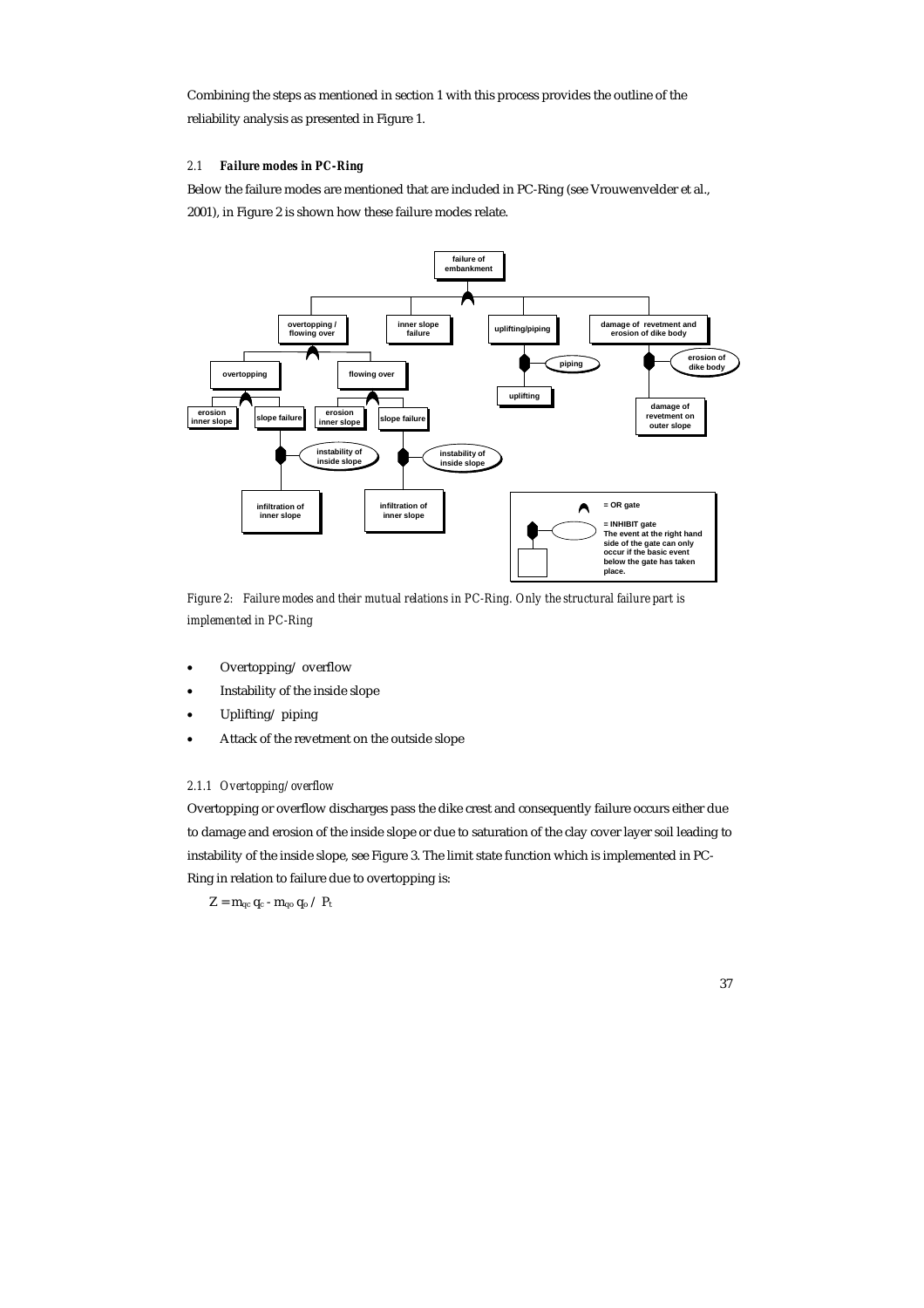Combining the steps as mentioned in section 1 with this process provides the outline of the reliability analysis as presented in Figure 1.

### 2.1 *Failure modes in PC-Ring*

Below the failure modes are mentioned that are included in PC-Ring (see Vrouwenvelder et al., 2001), in Figure 2 is shown how these failure modes relate.

*Figure 2: Failure modes and their mutual relations in PC-Ring. Only the structural failure part is implemented in PC-Ring*

- Overtopping/ overflow
- Instability of the inside slope
- Uplifting/ piping
- Attack of the revetment on the outside slope

#### *2.1.1 Overtopping/overflow*

Overtopping or overflow discharges pass the dike crest and consequently failure occurs either due to damage and erosion of the inside slope or due to saturation of the clay cover layer soil leading to instability of the inside slope, see Figure 3. The limit state function which is implemented in PC-Ring in relation to failure due to overtopping is:

$$Z = m_{qc}\, q_c - m_{qo}\, q_o \;/\; P_t$$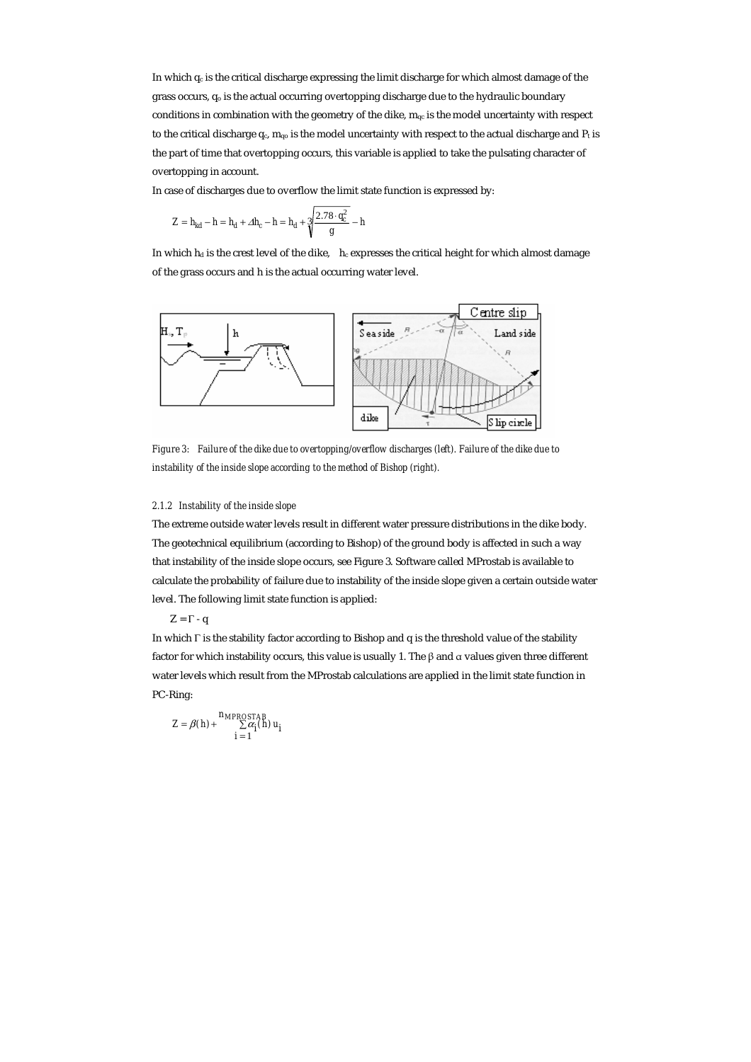In which $q_c$ is the critical discharge expressing the limit discharge for which almost damage of the grass occurs, $q_o$ is the actual occurring overtopping discharge due to the hydraulic boundary conditions in combination with the geometry of the dike, $m_{qc}$ is the model uncertainty with respect to the critical discharge $q_c$, $m_{qo}$ is the model uncertainty with respect to the actual discharge and $P_t$ is the part of time that overtopping occurs, this variable is applied to take the pulsating character of overtopping in account.

In case of discharges due to overflow the limit state function is expressed by:

$$Z = h_{kd} - h = h_d + \Delta h_c - h = h_d + 3\sqrt{\frac{2.78 \cdot q_c^2}{g}} - h$$

In which $h_d$ is the crest level of the dike, $h_c$ expresses the critical height for which almost damage of the grass occurs and h is the actual occurring water level.

*Figure 3: Failure of the dike due to overtopping/overflow discharges (left). Failure of the dike due to instability of the inside slope according to the method of Bishop (right).*

### 2.1.2 Instability of the inside slope

The extreme outside water levels result in different water pressure distributions in the dike body. The geotechnical equilibrium (according to Bishop) of the ground body is affected in such a way that instability of the inside slope occurs, see Figure 3. Software called MProstab is available to calculate the probability of failure due to instability of the inside slope given a certain outside water level. The following limit state function is applied:

$$Z = \Gamma - q$$

In which $\Gamma$ is the stability factor according to Bishop and q is the threshold value of the stability factor for which instability occurs, this value is usually 1. The $\beta$ and $\alpha$ values given three different water levels which result from the MProstab calculations are applied in the limit state function in PC-Ring:

$$Z = \beta(h) + \sum_{i=1}^{n_{MPROSTAB}} \alpha_i(h)\, u_i$$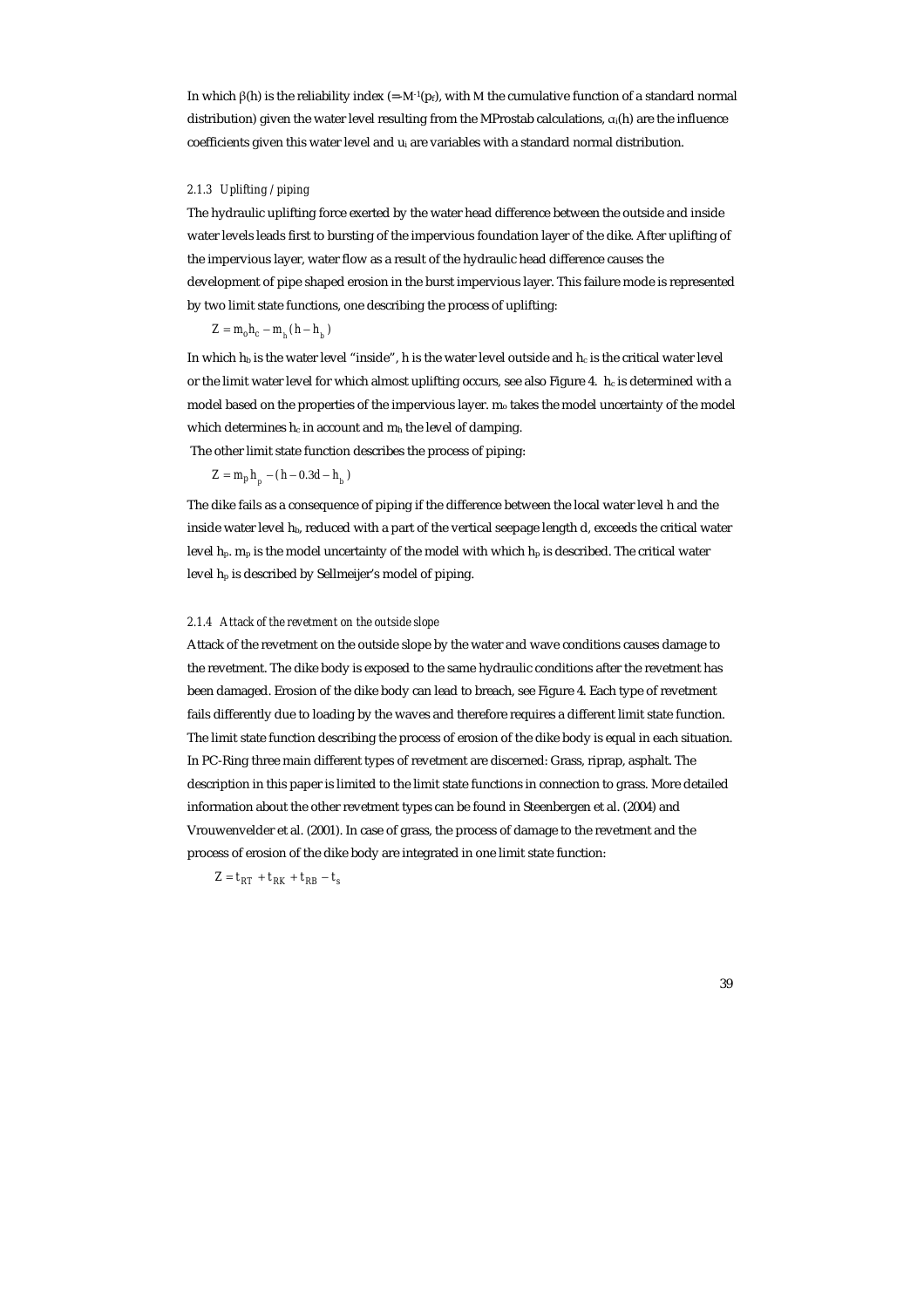In which $\beta(h)$ is the reliability index ($=-M^{-1}(p_f)$, with M the cumulative function of a standard normal distribution) given the water level resulting from the MProstab calculations, $\alpha_i(h)$ are the influence coefficients given this water level and $u_i$ are variables with a standard normal distribution.

#### *2.1.3 Uplifting / piping*

The hydraulic uplifting force exerted by the water head difference between the outside and inside water levels leads first to bursting of the impervious foundation layer of the dike. After uplifting of the impervious layer, water flow as a result of the hydraulic head difference causes the development of pipe shaped erosion in the burst impervious layer. This failure mode is represented by two limit state functions, one describing the process of uplifting:

$$Z = m_o h_c - m_h (h - h_b)$$

In which $h_b$ is the water level "inside", h is the water level outside and $h_c$ is the critical water level or the limit water level for which almost uplifting occurs, see also Figure 4. $h_c$ is determined with a model based on the properties of the impervious layer. $m_o$ takes the model uncertainty of the model which determines $h_c$ in account and $m_h$ the level of damping.

The other limit state function describes the process of piping:

$$Z = m_p h_p - (h - 0.3d - h_b)$$

The dike fails as a consequence of piping if the difference between the local water level h and the inside water level $h_b$, reduced with a part of the vertical seepage length d, exceeds the critical water level $h_p$. $m_p$ is the model uncertainty of the model with which $h_p$ is described. The critical water level $h_p$ is described by Sellmeijer's model of piping.

#### *2.1.4 Attack of the revetment on the outside slope*

Attack of the revetment on the outside slope by the water and wave conditions causes damage to the revetment. The dike body is exposed to the same hydraulic conditions after the revetment has been damaged. Erosion of the dike body can lead to breach, see Figure 4. Each type of revetment fails differently due to loading by the waves and therefore requires a different limit state function. The limit state function describing the process of erosion of the dike body is equal in each situation. In PC-Ring three main different types of revetment are discerned: Grass, riprap, asphalt. The description in this paper is limited to the limit state functions in connection to grass. More detailed information about the other revetment types can be found in Steenbergen et al. (2004) and Vrouwenvelder et al. (2001). In case of grass, the process of damage to the revetment and the process of erosion of the dike body are integrated in one limit state function:

$$Z = t_{RT} + t_{RK} + t_{RB} - t_s$$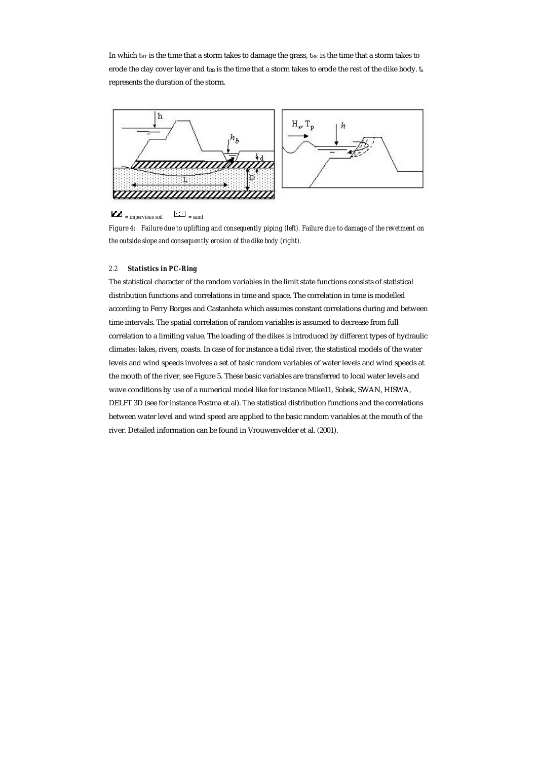In which $t_{RT}$ is the time that a storm takes to damage the grass, $t_{RK}$ is the time that a storm takes to erode the clay cover layer and $t_{RB}$ is the time that a storm takes to erode the rest of the dike body. $t_s$ represents the duration of the storm.

= impervious soil = sand

*Figure 4: Failure due to uplifting and consequently piping (left). Failure due to damage of the revetment on the outside slope and consequently erosion of the dike body (right).*

### 2.2 *Statistics in PC-Ring*

The statistical character of the random variables in the limit state functions consists of statistical distribution functions and correlations in time and space. The correlation in time is modelled according to Ferry Borges and Castanheta which assumes constant correlations during and between time intervals. The spatial correlation of random variables is assumed to decrease from full correlation to a limiting value. The loading of the dikes is introduced by different types of hydraulic climates: lakes, rivers, coasts. In case of for instance a tidal river, the statistical models of the water levels and wind speeds involves a set of basic random variables of water levels and wind speeds at the mouth of the river, see Figure 5. These basic variables are transferred to local water levels and wave conditions by use of a numerical model like for instance Mike11, Sobek, SWAN, HISWA, DELFT 3D (see for instance Postma et al). The statistical distribution functions and the correlations between water level and wind speed are applied to the basic random variables at the mouth of the river. Detailed information can be found in Vrouwenvelder et al. (2001).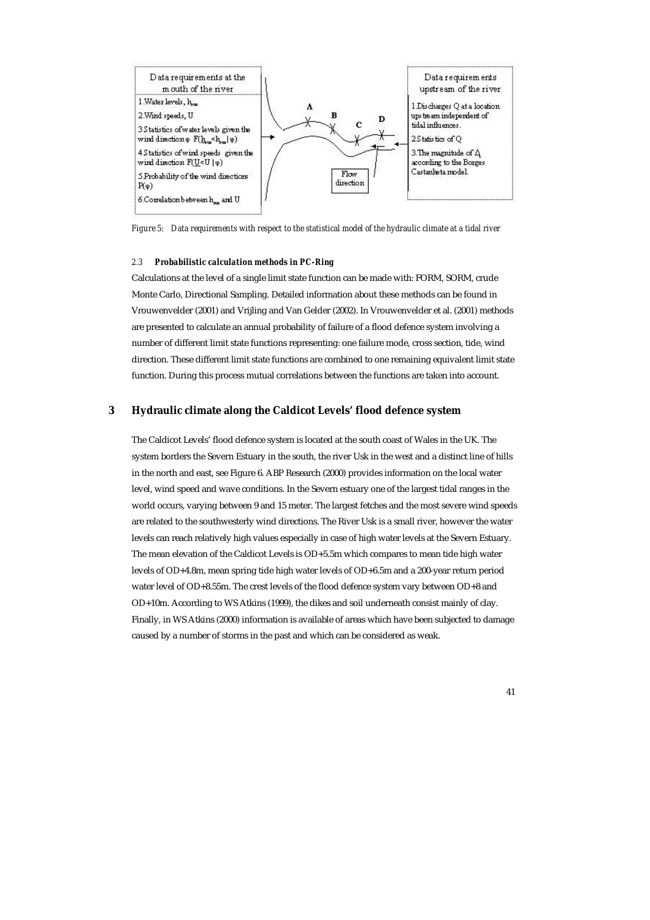Data requirements at the mouth of the river

1. Water levels, $h_{sea}$
2. Wind speeds, U
3. Statistics of water levels given the wind direction φ $F(\underline{h}_{sea} < h_{sea} | \varphi)$
4. Statistics of wind speeds given the wind direction $F(\underline{U} < U | \varphi)$
5. Probability of the wind directions $P(\varphi)$
6. Correlation between $h_{sea}$ and U

Data requirements upstream of the river

1. Discharges Q at a location upstream independent of tidal influences.
2. Statistics of Q
3. The magnitude of $\Delta$ according to the Borges Castanheta model.

*Figure 5: Data requirements with respect to the statistical model of the hydraulic climate at a tidal river*

### 2.3 *Probabilistic calculation methods in PC-Ring*

Calculations at the level of a single limit state function can be made with: FORM, SORM, crude Monte Carlo, Directional Sampling. Detailed information about these methods can be found in Vrouwenvelder (2001) and Vrijling and Van Gelder (2002). In Vrouwenvelder et al. (2001) methods are presented to calculate an annual probability of failure of a flood defence system involving a number of different limit state functions representing: one failure mode, cross section, tide, wind direction. These different limit state functions are combined to one remaining equivalent limit state function. During this process mutual correlations between the functions are taken into account.

## 3 Hydraulic climate along the Caldicot Levels' flood defence system

The Caldicot Levels' flood defence system is located at the south coast of Wales in the UK. The system borders the Severn Estuary in the south, the river Usk in the west and a distinct line of hills in the north and east, see Figure 6. ABP Research (2000) provides information on the local water level, wind speed and wave conditions. In the Severn estuary one of the largest tidal ranges in the world occurs, varying between 9 and 15 meter. The largest fetches and the most severe wind speeds are related to the southwesterly wind directions. The River Usk is a small river, however the water levels can reach relatively high values especially in case of high water levels at the Severn Estuary. The mean elevation of the Caldicot Levels is OD+5.5m which compares to mean tide high water levels of OD+4.8m, mean spring tide high water levels of OD+6.5m and a 200-year return period water level of OD+8.55m. The crest levels of the flood defence system vary between OD+8 and OD+10m. According to WS Atkins (1999), the dikes and soil underneath consist mainly of clay. Finally, in WS Atkins (2000) information is available of areas which have been subjected to damage caused by a number of storms in the past and which can be considered as weak.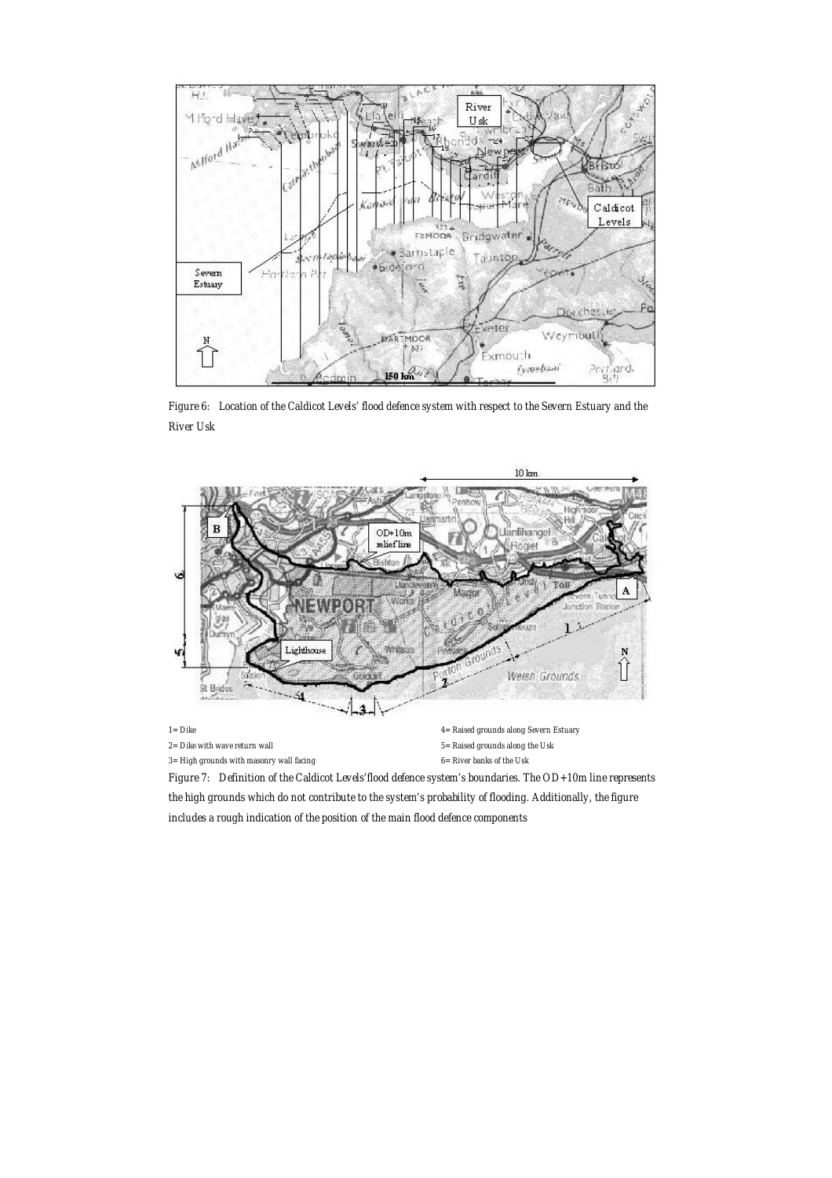Figure 6: Location of the Caldicot Levels' flood defence system with respect to the Severn Estuary and the River Usk

1= Dike

2= Dike with wave return wall

3= High grounds with masonry wall facing

4= Raised grounds along Severn Estuary

5= Raised grounds along the Usk

6= River banks of the Usk

Figure 7: Definition of the Caldicot Levels'flood defence system's boundaries. The OD+10m line represents the high grounds which do not contribute to the system's probability of flooding. Additionally, the figure includes a rough indication of the position of the main flood defence components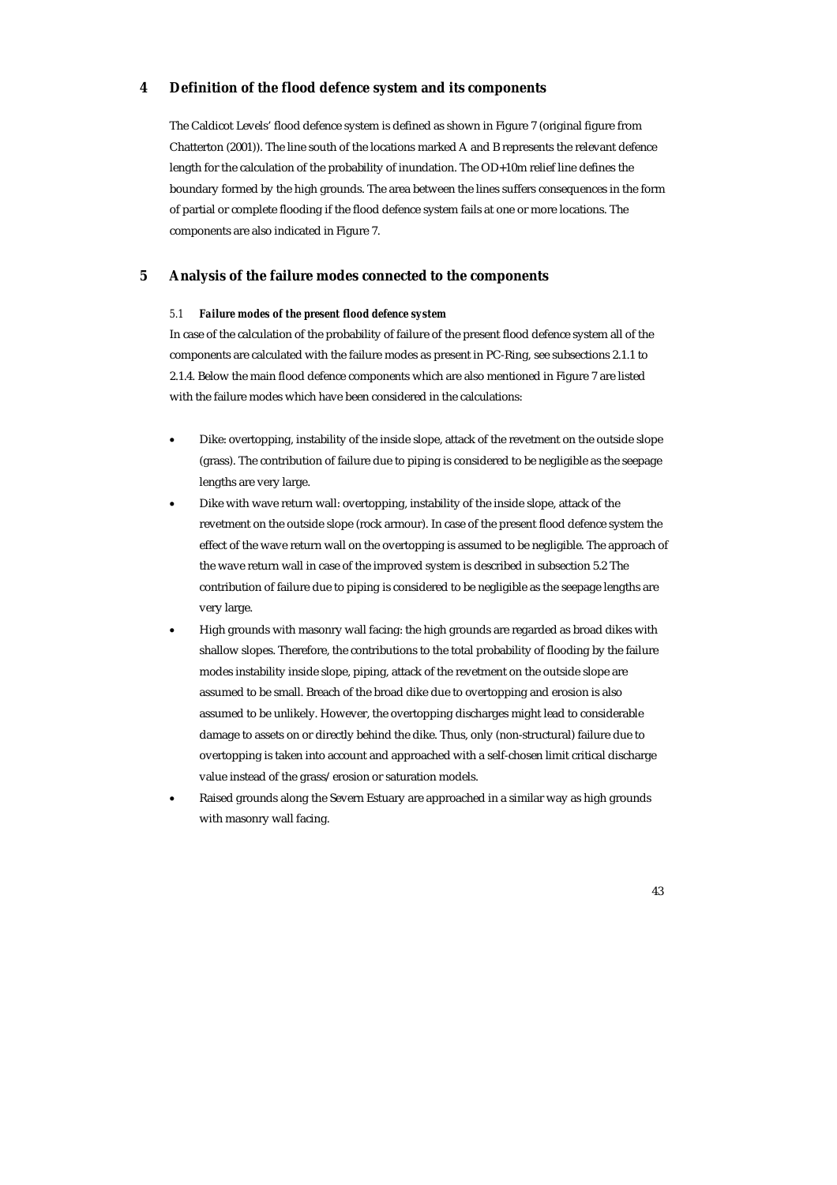# 4 Definition of the flood defence system and its components

The Caldicot Levels' flood defence system is defined as shown in Figure 7 (original figure from Chatterton (2001)). The line south of the locations marked A and B represents the relevant defence length for the calculation of the probability of inundation. The OD+10m relief line defines the boundary formed by the high grounds. The area between the lines suffers consequences in the form of partial or complete flooding if the flood defence system fails at one or more locations. The components are also indicated in Figure 7.

# 5 Analysis of the failure modes connected to the components

### 5.1 *Failure modes of the present flood defence system*

In case of the calculation of the probability of failure of the present flood defence system all of the components are calculated with the failure modes as present in PC-Ring, see subsections 2.1.1 to 2.1.4. Below the main flood defence components which are also mentioned in Figure 7 are listed with the failure modes which have been considered in the calculations:

- Dike: overtopping, instability of the inside slope, attack of the revetment on the outside slope (grass). The contribution of failure due to piping is considered to be negligible as the seepage lengths are very large.
- Dike with wave return wall: overtopping, instability of the inside slope, attack of the revetment on the outside slope (rock armour). In case of the present flood defence system the effect of the wave return wall on the overtopping is assumed to be negligible. The approach of the wave return wall in case of the improved system is described in subsection 5.2 The contribution of failure due to piping is considered to be negligible as the seepage lengths are very large.
- High grounds with masonry wall facing: the high grounds are regarded as broad dikes with shallow slopes. Therefore, the contributions to the total probability of flooding by the failure modes instability inside slope, piping, attack of the revetment on the outside slope are assumed to be small. Breach of the broad dike due to overtopping and erosion is also assumed to be unlikely. However, the overtopping discharges might lead to considerable damage to assets on or directly behind the dike. Thus, only (non-structural) failure due to overtopping is taken into account and approached with a self-chosen limit critical discharge value instead of the grass/erosion or saturation models.
- Raised grounds along the Severn Estuary are approached in a similar way as high grounds with masonry wall facing.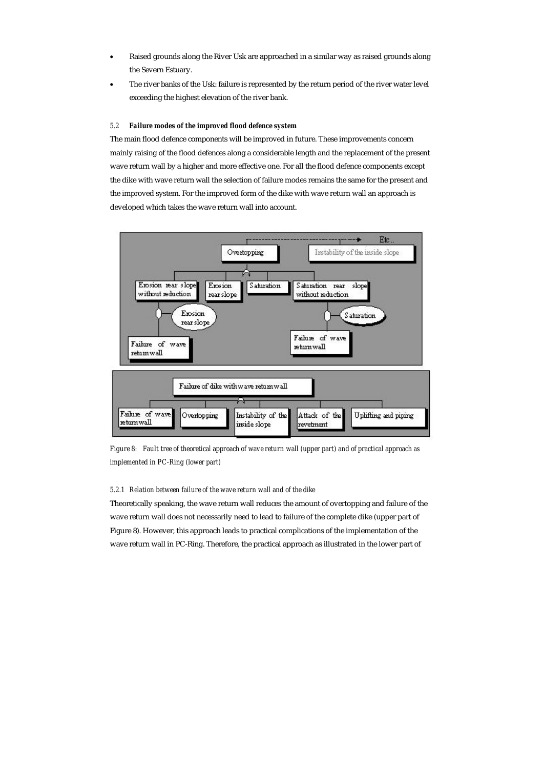- Raised grounds along the River Usk are approached in a similar way as raised grounds along the Severn Estuary.
- The river banks of the Usk: failure is represented by the return period of the river water level exceeding the highest elevation of the river bank.

### 5.2 Failure modes of the improved flood defence system

The main flood defence components will be improved in future. These improvements concern mainly raising of the flood defences along a considerable length and the replacement of the present wave return wall by a higher and more effective one. For all the flood defence components except the dike with wave return wall the selection of failure modes remains the same for the present and the improved system. For the improved form of the dike with wave return wall an approach is developed which takes the wave return wall into account.

*Figure 8: Fault tree of theoretical approach of wave return wall (upper part) and of practical approach as implemented in PC-Ring (lower part)*

#### 5.2.1 Relation between failure of the wave return wall and of the dike

Theoretically speaking, the wave return wall reduces the amount of overtopping and failure of the wave return wall does not necessarily need to lead to failure of the complete dike (upper part of Figure 8). However, this approach leads to practical complications of the implementation of the wave return wall in PC-Ring. Therefore, the practical approach as illustrated in the lower part of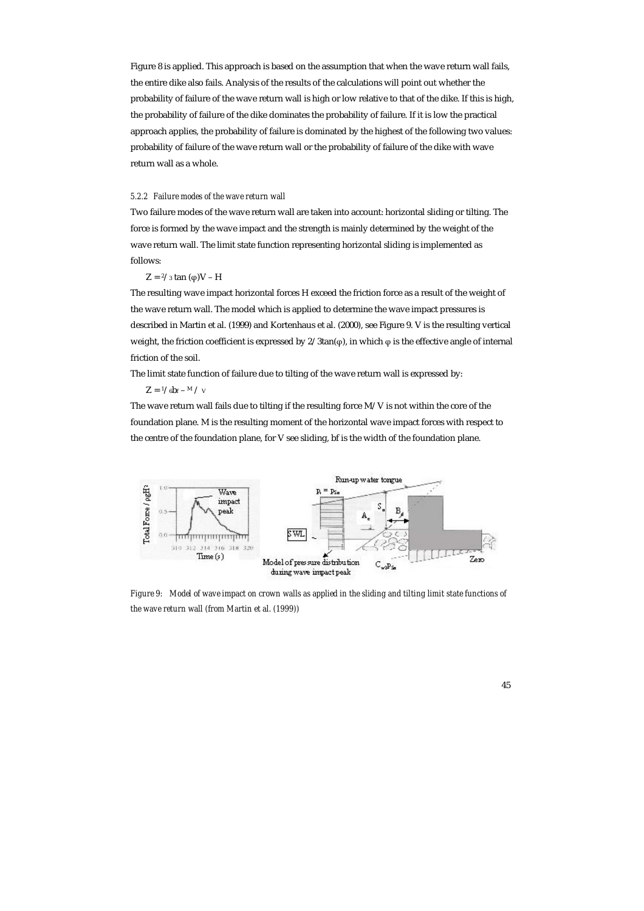Figure 8 is applied. This approach is based on the assumption that when the wave return wall fails, the entire dike also fails. Analysis of the results of the calculations will point out whether the probability of failure of the wave return wall is high or low relative to that of the dike. If this is high, the probability of failure of the dike dominates the probability of failure. If it is low the practical approach applies, the probability of failure is dominated by the highest of the following two values: probability of failure of the wave return wall or the probability of failure of the dike with wave return wall as a whole.

#### *5.2.2 Failure modes of the wave return wall*

Two failure modes of the wave return wall are taken into account: horizontal sliding or tilting. The force is formed by the wave impact and the strength is mainly determined by the weight of the wave return wall. The limit state function representing horizontal sliding is implemented as follows:

$$Z = {}^{2}/_{3} \tan(\varphi)V - H$$

The resulting wave impact horizontal forces H exceed the friction force as a result of the weight of the wave return wall. The model which is applied to determine the wave impact pressures is described in Martin et al. (1999) and Kortenhaus et al. (2000), see Figure 9. V is the resulting vertical weight, the friction coefficient is expressed by $2/3\tan(\varphi)$, in which $\varphi$ is the effective angle of internal friction of the soil.

The limit state function of failure due to tilting of the wave return wall is expressed by:

$$Z = {}^{1}/_{6} b_f - {}^{M}/_{V}$$

The wave return wall fails due to tilting if the resulting force M/V is not within the core of the foundation plane. M is the resulting moment of the horizontal wave impact forces with respect to the centre of the foundation plane, for V see sliding, bf is the width of the foundation plane.

*Figure 9: Model of wave impact on crown walls as applied in the sliding and tilting limit state functions of the wave return wall (from Martin et al. (1999))*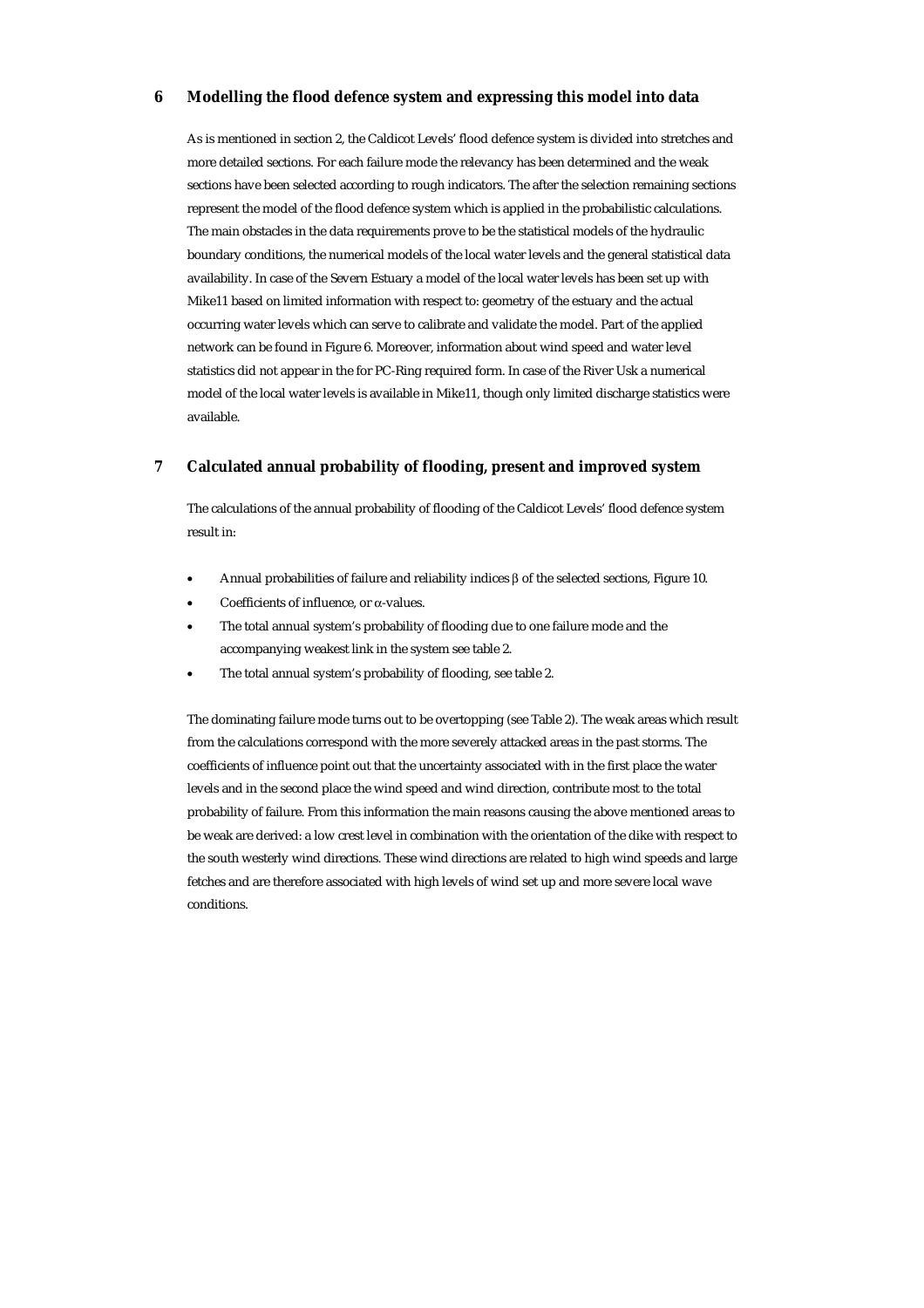## 6 Modelling the flood defence system and expressing this model into data

As is mentioned in section 2, the Caldicot Levels' flood defence system is divided into stretches and more detailed sections. For each failure mode the relevancy has been determined and the weak sections have been selected according to rough indicators. The after the selection remaining sections represent the model of the flood defence system which is applied in the probabilistic calculations. The main obstacles in the data requirements prove to be the statistical models of the hydraulic boundary conditions, the numerical models of the local water levels and the general statistical data availability. In case of the Severn Estuary a model of the local water levels has been set up with Mike11 based on limited information with respect to: geometry of the estuary and the actual occurring water levels which can serve to calibrate and validate the model. Part of the applied network can be found in Figure 6. Moreover, information about wind speed and water level statistics did not appear in the for PC-Ring required form. In case of the River Usk a numerical model of the local water levels is available in Mike11, though only limited discharge statistics were available.

## 7 Calculated annual probability of flooding, present and improved system

The calculations of the annual probability of flooding of the Caldicot Levels' flood defence system result in:

- Annual probabilities of failure and reliability indices $\beta$ of the selected sections, Figure 10.
- Coefficients of influence, or $\alpha$-values.
- The total annual system's probability of flooding due to one failure mode and the accompanying weakest link in the system see table 2.
- The total annual system's probability of flooding, see table 2.

The dominating failure mode turns out to be overtopping (see Table 2). The weak areas which result from the calculations correspond with the more severely attacked areas in the past storms. The coefficients of influence point out that the uncertainty associated with in the first place the water levels and in the second place the wind speed and wind direction, contribute most to the total probability of failure. From this information the main reasons causing the above mentioned areas to be weak are derived: a low crest level in combination with the orientation of the dike with respect to the south westerly wind directions. These wind directions are related to high wind speeds and large fetches and are therefore associated with high levels of wind set up and more severe local wave conditions.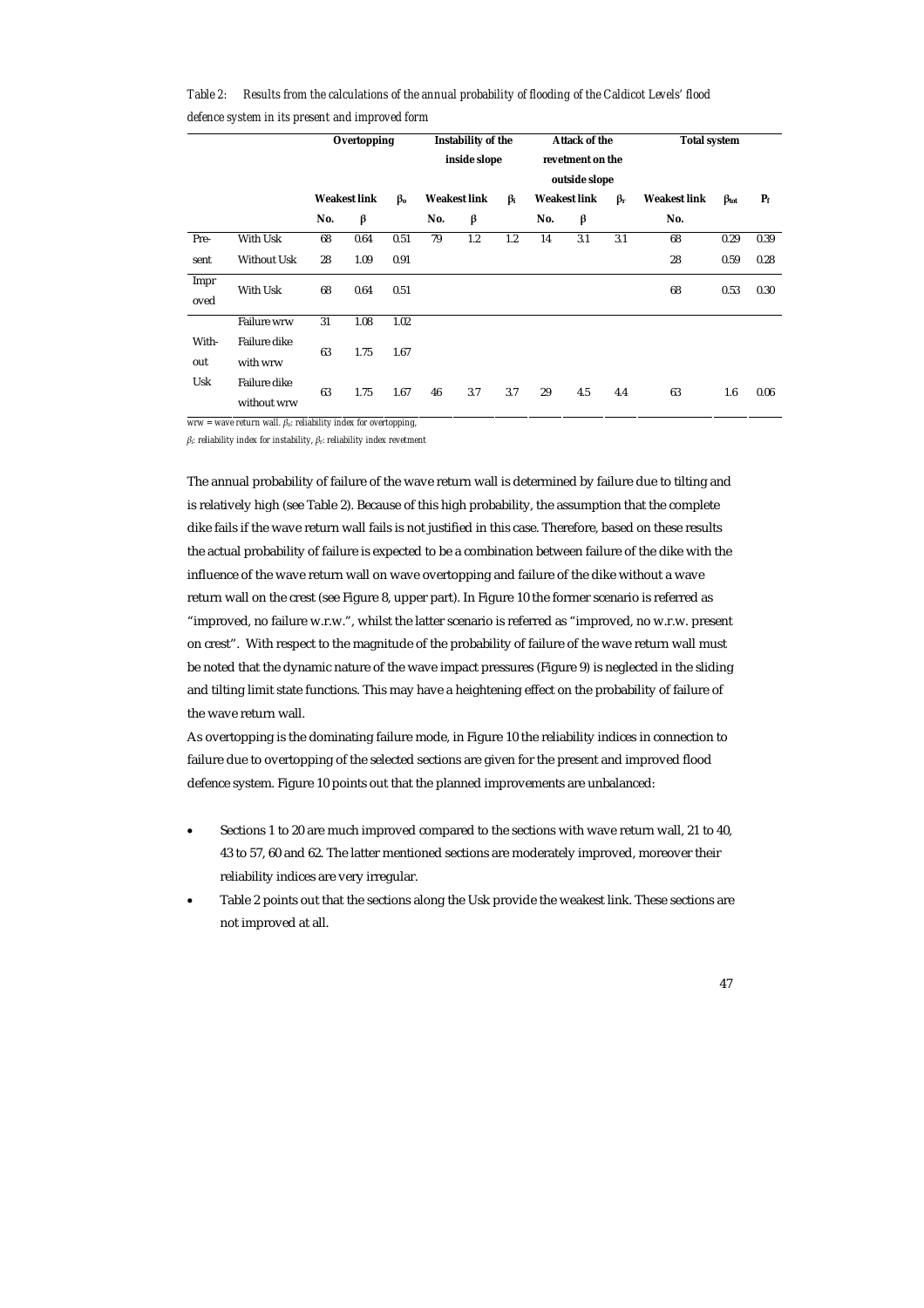*Table 2: Results from the calculations of the annual probability of flooding of the Caldicot Levels' flood defence system in its present and improved form*

| | | **Overtopping** | | | **Instability of the inside slope** | | | **Attack of the revetment on the outside slope** | | | **Total system** | | |
|---|---|---|---|---|---|---|---|---|---|---|---|---|---|
| | | **Weakest link** | | $\beta_o$ | **Weakest link** | | $\beta_i$ | **Weakest link** | | $\beta_r$ | **Weakest link** | $\beta_{tot}$ | $P_f$ |
| | | **No.** | $\beta$ | | **No.** | $\beta$ | | **No.** | $\beta$ | | **No.** | | |
| Present | With Usk | 68 | 0.64 | 0.51 | 79 | 1.2 | 1.2 | 14 | 3.1 | 3.1 | 68 | 0.29 | 0.39 |
| | Without Usk | 28 | 1.09 | 0.91 | | | | | | | 28 | 0.59 | 0.28 |
| Improved | With Usk | 68 | 0.64 | 0.51 | | | | | | | 68 | 0.53 | 0.30 |
| Without Usk | Failure wrw | 31 | 1.08 | 1.02 | | | | | | | | | |
| | Failure dike with wrw | 63 | 1.75 | 1.67 | | | | | | | | | |
| | Failure dike without wrw | 63 | 1.75 | 1.67 | 46 | 3.7 | 3.7 | 29 | 4.5 | 4.4 | 63 | 1.6 | 0.06 |

*wrw = wave return wall. $\beta_o$: reliability index for overtopping,*
*$\beta_i$: reliability index for instability, $\beta_r$: reliability index revetment*

The annual probability of failure of the wave return wall is determined by failure due to tilting and is relatively high (see Table 2). Because of this high probability, the assumption that the complete dike fails if the wave return wall fails is not justified in this case. Therefore, based on these results the actual probability of failure is expected to be a combination between failure of the dike with the influence of the wave return wall on wave overtopping and failure of the dike without a wave return wall on the crest (see Figure 8, upper part). In Figure 10 the former scenario is referred as "improved, no failure w.r.w.", whilst the latter scenario is referred as "improved, no w.r.w. present on crest". With respect to the magnitude of the probability of failure of the wave return wall must be noted that the dynamic nature of the wave impact pressures (Figure 9) is neglected in the sliding and tilting limit state functions. This may have a heightening effect on the probability of failure of the wave return wall.

As overtopping is the dominating failure mode, in Figure 10 the reliability indices in connection to failure due to overtopping of the selected sections are given for the present and improved flood defence system. Figure 10 points out that the planned improvements are unbalanced:

- Sections 1 to 20 are much improved compared to the sections with wave return wall, 21 to 40, 43 to 57, 60 and 62. The latter mentioned sections are moderately improved, moreover their reliability indices are very irregular.
- Table 2 points out that the sections along the Usk provide the weakest link. These sections are not improved at all.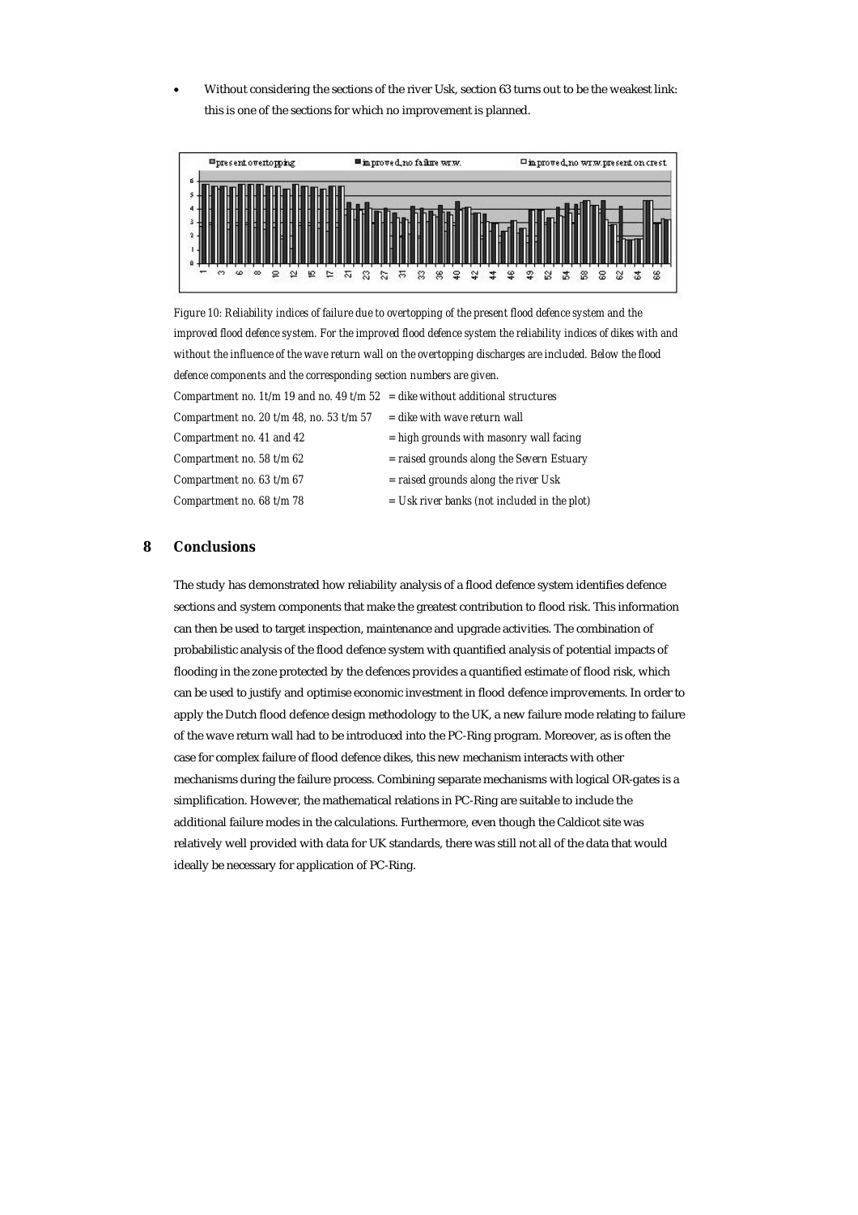- Without considering the sections of the river Usk, section 63 turns out to be the weakest link: this is one of the sections for which no improvement is planned.

*Figure 10: Reliability indices of failure due to overtopping of the present flood defence system and the improved flood defence system. For the improved flood defence system the reliability indices of dikes with and without the influence of the wave return wall on the overtopping discharges are included. Below the flood defence components and the corresponding section numbers are given.*

| | |
|---|---|
| *Compartment no. 1t/m 19 and no. 49 t/m 52* | *= dike without additional structures* |
| *Compartment no. 20 t/m 48, no. 53 t/m 57* | *= dike with wave return wall* |
| *Compartment no. 41 and 42* | *= high grounds with masonry wall facing* |
| *Compartment no. 58 t/m 62* | *= raised grounds along the Severn Estuary* |
| *Compartment no. 63 t/m 67* | *= raised grounds along the river Usk* |
| *Compartment no. 68 t/m 78* | *= Usk river banks (not included in the plot)* |

## 8 Conclusions

The study has demonstrated how reliability analysis of a flood defence system identifies defence sections and system components that make the greatest contribution to flood risk. This information can then be used to target inspection, maintenance and upgrade activities. The combination of probabilistic analysis of the flood defence system with quantified analysis of potential impacts of flooding in the zone protected by the defences provides a quantified estimate of flood risk, which can be used to justify and optimise economic investment in flood defence improvements. In order to apply the Dutch flood defence design methodology to the UK, a new failure mode relating to failure of the wave return wall had to be introduced into the PC-Ring program. Moreover, as is often the case for complex failure of flood defence dikes, this new mechanism interacts with other mechanisms during the failure process. Combining separate mechanisms with logical OR-gates is a simplification. However, the mathematical relations in PC-Ring are suitable to include the additional failure modes in the calculations. Furthermore, even though the Caldicot site was relatively well provided with data for UK standards, there was still not all of the data that would ideally be necessary for application of PC-Ring.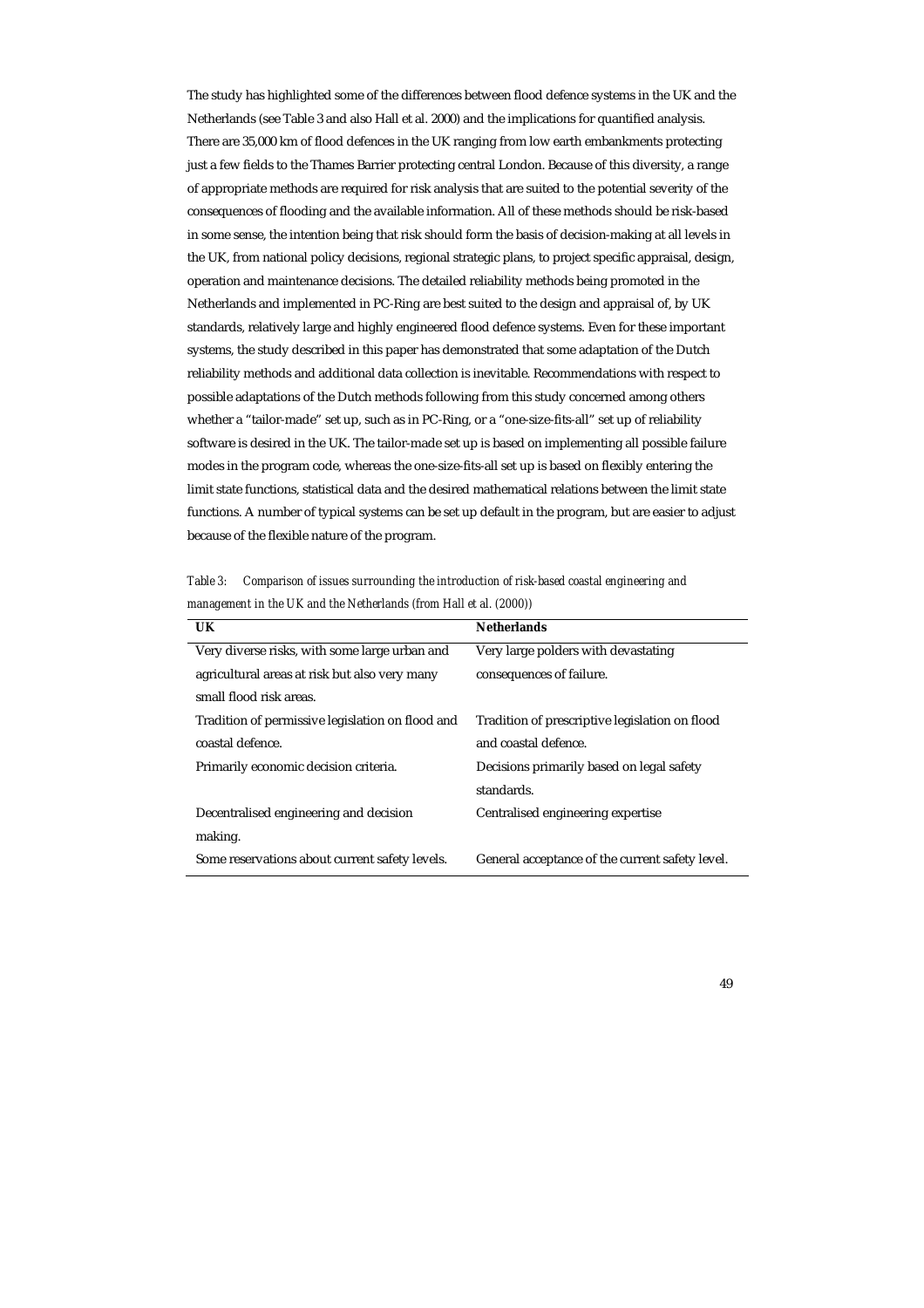The study has highlighted some of the differences between flood defence systems in the UK and the Netherlands (see Table 3 and also Hall et al. 2000) and the implications for quantified analysis. There are 35,000 km of flood defences in the UK ranging from low earth embankments protecting just a few fields to the Thames Barrier protecting central London. Because of this diversity, a range of appropriate methods are required for risk analysis that are suited to the potential severity of the consequences of flooding and the available information. All of these methods should be risk-based in some sense, the intention being that risk should form the basis of decision-making at all levels in the UK, from national policy decisions, regional strategic plans, to project specific appraisal, design, operation and maintenance decisions. The detailed reliability methods being promoted in the Netherlands and implemented in PC-Ring are best suited to the design and appraisal of, by UK standards, relatively large and highly engineered flood defence systems. Even for these important systems, the study described in this paper has demonstrated that some adaptation of the Dutch reliability methods and additional data collection is inevitable. Recommendations with respect to possible adaptations of the Dutch methods following from this study concerned among others whether a "tailor-made" set up, such as in PC-Ring, or a "one-size-fits-all" set up of reliability software is desired in the UK. The tailor-made set up is based on implementing all possible failure modes in the program code, whereas the one-size-fits-all set up is based on flexibly entering the limit state functions, statistical data and the desired mathematical relations between the limit state functions. A number of typical systems can be set up default in the program, but are easier to adjust because of the flexible nature of the program.

*Table 3: Comparison of issues surrounding the introduction of risk-based coastal engineering and management in the UK and the Netherlands (from Hall et al. (2000))*

| UK | Netherlands |
|---|---|
| Very diverse risks, with some large urban and agricultural areas at risk but also very many small flood risk areas. | Very large polders with devastating consequences of failure. |
| Tradition of permissive legislation on flood and coastal defence. | Tradition of prescriptive legislation on flood and coastal defence. |
| Primarily economic decision criteria. | Decisions primarily based on legal safety standards. |
| Decentralised engineering and decision making. | Centralised engineering expertise |
| Some reservations about current safety levels. | General acceptance of the current safety level. |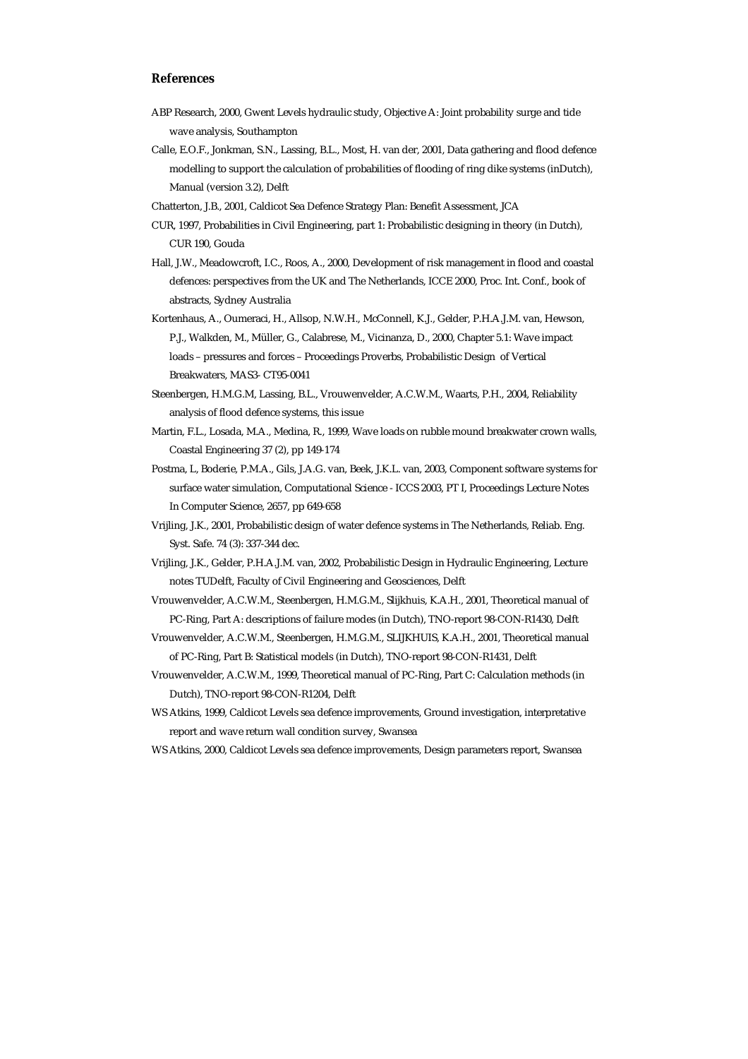## References

ABP Research, 2000, Gwent Levels hydraulic study, Objective A: Joint probability surge and tide wave analysis, Southampton

Calle, E.O.F., Jonkman, S.N., Lassing, B.L., Most, H. van der, 2001, Data gathering and flood defence modelling to support the calculation of probabilities of flooding of ring dike systems (inDutch), Manual (version 3.2), Delft

Chatterton, J.B., 2001, Caldicot Sea Defence Strategy Plan: Benefit Assessment, JCA

CUR, 1997, Probabilities in Civil Engineering, part 1: Probabilistic designing in theory (in Dutch), CUR 190, Gouda

Hall, J.W., Meadowcroft, I.C., Roos, A., 2000, Development of risk management in flood and coastal defences: perspectives from the UK and The Netherlands, ICCE 2000, Proc. Int. Conf., book of abstracts, Sydney Australia

Kortenhaus, A., Oumeraci, H., Allsop, N.W.H., McConnell, K.J., Gelder, P.H.A.J.M. van, Hewson, P.J., Walkden, M., Müller, G., Calabrese, M., Vicinanza, D., 2000, Chapter 5.1: Wave impact loads – pressures and forces – Proceedings Proverbs, Probabilistic Design of Vertical Breakwaters, MAS3- CT95-0041

Steenbergen, H.M.G.M, Lassing, B.L., Vrouwenvelder, A.C.W.M., Waarts, P.H., 2004, Reliability analysis of flood defence systems, this issue

Martin, F.L., Losada, M.A., Medina, R., 1999, Wave loads on rubble mound breakwater crown walls, Coastal Engineering 37 (2), pp 149-174

Postma, L, Boderie, P.M.A., Gils, J.A.G. van, Beek, J.K.L. van, 2003, Component software systems for surface water simulation, Computational Science - ICCS 2003, PT I, Proceedings Lecture Notes In Computer Science, 2657, pp 649-658

Vrijling, J.K., 2001, Probabilistic design of water defence systems in The Netherlands, Reliab. Eng. Syst. Safe. 74 (3): 337-344 dec.

Vrijling, J.K., Gelder, P.H.A.J.M. van, 2002, Probabilistic Design in Hydraulic Engineering, Lecture notes TUDelft, Faculty of Civil Engineering and Geosciences, Delft

Vrouwenvelder, A.C.W.M., Steenbergen, H.M.G.M., Slijkhuis, K.A.H., 2001, Theoretical manual of PC-Ring, Part A: descriptions of failure modes (in Dutch), TNO-report 98-CON-R1430, Delft

Vrouwenvelder, A.C.W.M., Steenbergen, H.M.G.M., SLIJKHUIS, K.A.H., 2001, Theoretical manual of PC-Ring, Part B: Statistical models (in Dutch), TNO-report 98-CON-R1431, Delft

Vrouwenvelder, A.C.W.M., 1999, Theoretical manual of PC-Ring, Part C: Calculation methods (in Dutch), TNO-report 98-CON-R1204, Delft

WS Atkins, 1999, Caldicot Levels sea defence improvements, Ground investigation, interpretative report and wave return wall condition survey, Swansea

WS Atkins, 2000, Caldicot Levels sea defence improvements, Design parameters report, Swansea